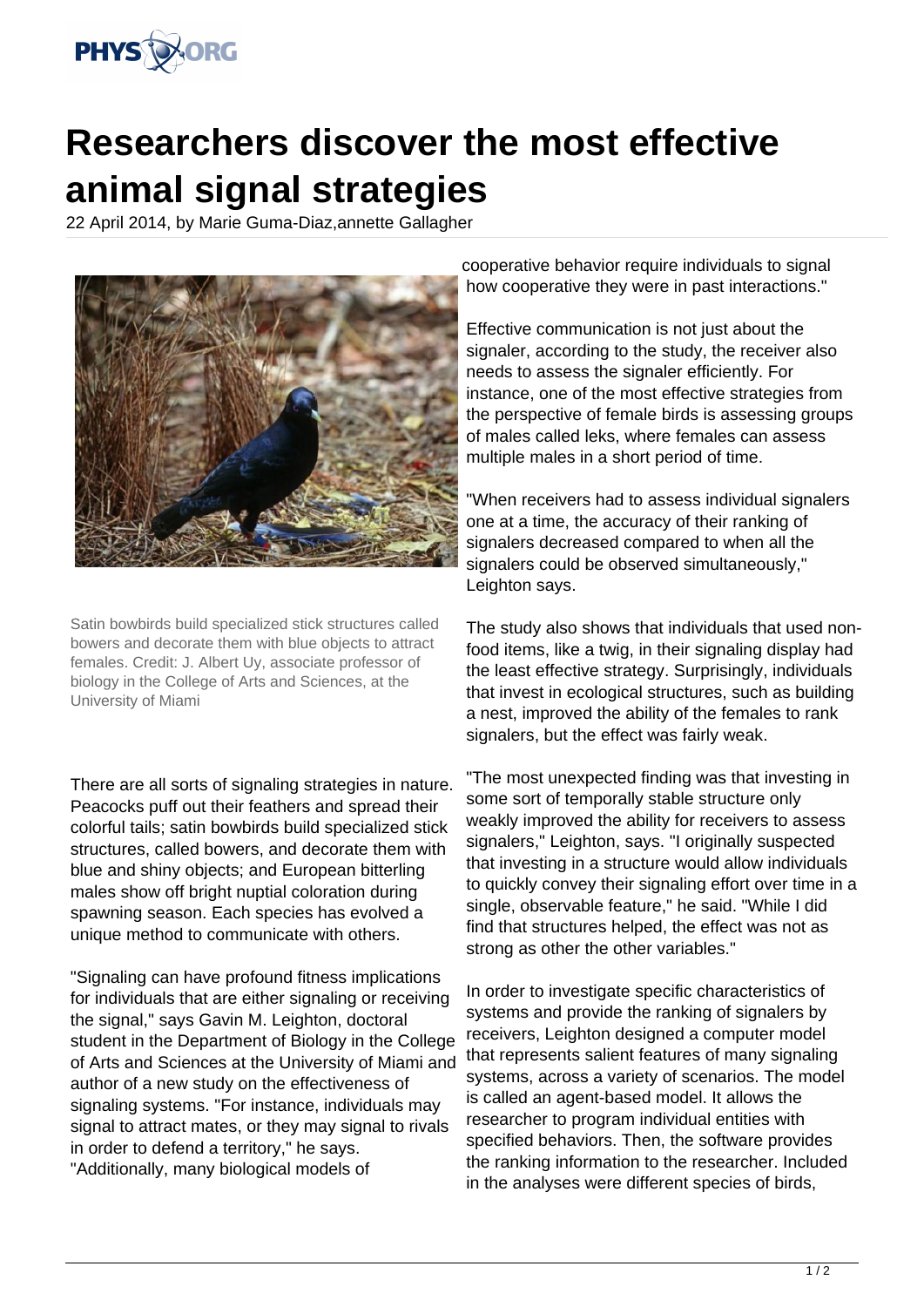# Researchers discover the most effective animal signal strategies

22 April 2014, by Marie Guma-Diaz,annette Gallagher

Satin bowbirds build specialized stick structures called bowers and decorate them with blue objects to attract females. Credit: J. Albert Uy, associate professor of biology in the College of Arts and Sciences, at the University of Miami

There are all sorts of signaling strategies in nature. Peacocks puff out their feathers and spread their colorful tails; satin bowbirds build specialized stick structures, called bowers, and decorate them with blue and shiny objects; and European bitterling males show off bright nuptial coloration during spawning season. Each species has evolved a unique method to communicate with others.

"Signaling can have profound fitness implications for individuals that are either signaling or receiving the signal," says Gavin M. Leighton, doctoral student in the Department of Biology in the College of Arts and Sciences at the University of Miami and author of a new study on the effectiveness of signaling systems. "For instance, individuals may signal to attract mates, or they may signal to rivals in order to defend a territory," he says. "Additionally, many biological models of cooperative behavior require individuals to signal how cooperative they were in past interactions."

Effective communication is not just about the signaler, according to the study, the receiver also needs to assess the signaler efficiently. For instance, one of the most effective strategies from the perspective of female birds is assessing groups of males called leks, where females can assess multiple males in a short period of time.

"When receivers had to assess individual signalers one at a time, the accuracy of their ranking of signalers decreased compared to when all the signalers could be observed simultaneously," Leighton says.

The study also shows that individuals that used non-food items, like a twig, in their signaling display had the least effective strategy. Surprisingly, individuals that invest in ecological structures, such as building a nest, improved the ability of the females to rank signalers, but the effect was fairly weak.

"The most unexpected finding was that investing in some sort of temporally stable structure only weakly improved the ability for receivers to assess signalers," Leighton, says. "I originally suspected that investing in a structure would allow individuals to quickly convey their signaling effort over time in a single, observable feature," he said. "While I did find that structures helped, the effect was not as strong as other the other variables."

In order to investigate specific characteristics of systems and provide the ranking of signalers by receivers, Leighton designed a computer model that represents salient features of many signaling systems, across a variety of scenarios. The model is called an agent-based model. It allows the researcher to program individual entities with specified behaviors. Then, the software provides the ranking information to the researcher. Included in the analyses were different species of birds,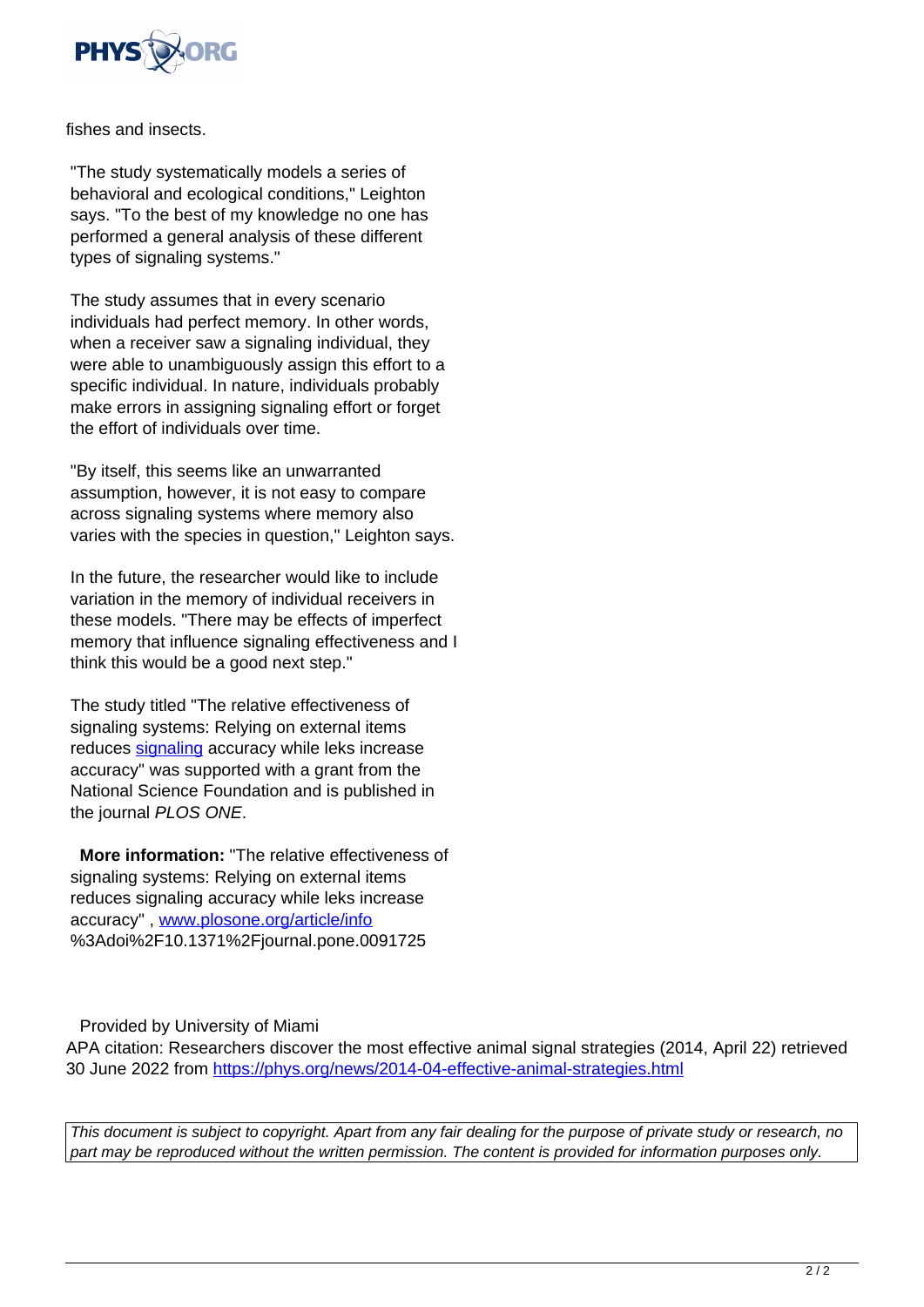fishes and insects.

"The study systematically models a series of behavioral and ecological conditions," Leighton says. "To the best of my knowledge no one has performed a general analysis of these different types of signaling systems."

The study assumes that in every scenario individuals had perfect memory. In other words, when a receiver saw a signaling individual, they were able to unambiguously assign this effort to a specific individual. In nature, individuals probably make errors in assigning signaling effort or forget the effort of individuals over time.

"By itself, this seems like an unwarranted assumption, however, it is not easy to compare across signaling systems where memory also varies with the species in question," Leighton says.

In the future, the researcher would like to include variation in the memory of individual receivers in these models. "There may be effects of imperfect memory that influence signaling effectiveness and I think this would be a good next step."

The study titled "The relative effectiveness of signaling systems: Relying on external items reduces signaling accuracy while leks increase accuracy" was supported with a grant from the National Science Foundation and is published in the journal *PLOS ONE*.

**More information:** "The relative effectiveness of signaling systems: Relying on external items reduces signaling accuracy while leks increase accuracy" , www.plosone.org/article/info %3Adoi%2F10.1371%2Fjournal.pone.0091725

Provided by University of Miami

APA citation: Researchers discover the most effective animal signal strategies (2014, April 22) retrieved 30 June 2022 from https://phys.org/news/2014-04-effective-animal-strategies.html

*This document is subject to copyright. Apart from any fair dealing for the purpose of private study or research, no part may be reproduced without the written permission. The content is provided for information purposes only.*